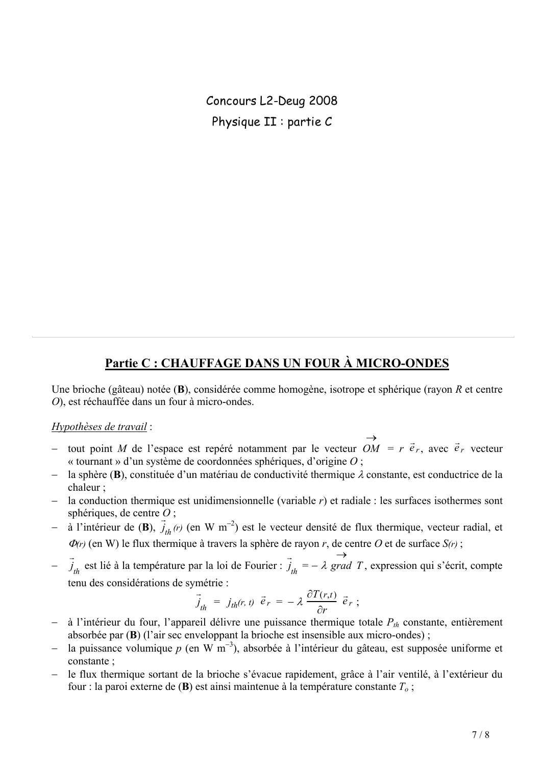Concours L2-Deug 2008

Physique II : partie C

## Partie C : CHAUFFAGE DANS UN FOUR À MICRO-ONDES

Une brioche (gâteau) notée (**B**), considérée comme homogène, isotrope et sphérique (rayon $R$ et centre $O$), est réchauffée dans un four à micro-ondes.

*Hypothèses de travail* :

- tout point $M$ de l'espace est repéré notamment par le vecteur $\overrightarrow{OM} = r\ \vec{e}_r$, avec $\vec{e}_r$ vecteur « tournant » d'un système de coordonnées sphériques, d'origine $O$ ;
- la sphère (**B**), constituée d'un matériau de conductivité thermique $\lambda$ constante, est conductrice de la chaleur ;
- la conduction thermique est unidimensionnelle (variable $r$) et radiale : les surfaces isothermes sont sphériques, de centre $O$ ;
- à l'intérieur de (**B**), $\vec{j}_{th}(r)$ (en W m$^{-2}$) est le vecteur densité de flux thermique, vecteur radial, et $\Phi(r)$ (en W) le flux thermique à travers la sphère de rayon $r$, de centre $O$ et de surface $S(r)$ ;
- $\vec{j}_{th}$ est lié à la température par la loi de Fourier : $\vec{j}_{th} = -\lambda\ \overrightarrow{grad}\ T$, expression qui s'écrit, compte tenu des considérations de symétrie :

$$\vec{j}_{th} = j_{th}(r,t)\ \vec{e}_r = -\lambda\ \frac{\partial T(r,t)}{\partial r}\ \vec{e}_r\ ;$$

- à l'intérieur du four, l'appareil délivre une puissance thermique totale $P_{th}$ constante, entièrement absorbée par (**B**) (l'air sec enveloppant la brioche est insensible aux micro-ondes) ;
- la puissance volumique $p$ (en W m$^{-3}$), absorbée à l'intérieur du gâteau, est supposée uniforme et constante ;
- le flux thermique sortant de la brioche s'évacue rapidement, grâce à l'air ventilé, à l'extérieur du four : la paroi externe de (**B**) est ainsi maintenue à la température constante $T_o$ ;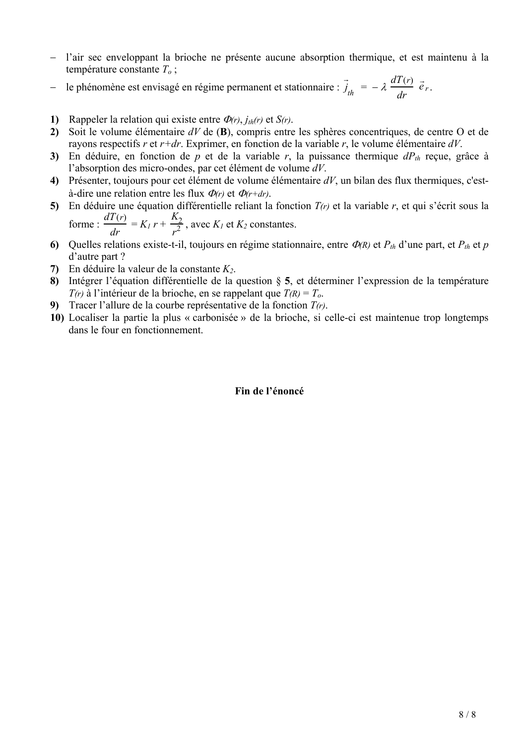- l'air sec enveloppant la brioche ne présente aucune absorption thermique, et est maintenu à la température constante $T_o$ ;
- le phénomène est envisagé en régime permanent et stationnaire : $\vec{j}_{th} = -\lambda \dfrac{dT(r)}{dr} \vec{e}_r$.

**1)** Rappeler la relation qui existe entre $\Phi(r)$, $j_{th}(r)$ et $S(r)$.

**2)** Soit le volume élémentaire $dV$ de (**B**), compris entre les sphères concentriques, de centre O et de rayons respectifs $r$ et $r+dr$. Exprimer, en fonction de la variable $r$, le volume élémentaire $dV$.

**3)** En déduire, en fonction de $p$ et de la variable $r$, la puissance thermique $dP_{th}$ reçue, grâce à l'absorption des micro-ondes, par cet élément de volume $dV$.

**4)** Présenter, toujours pour cet élément de volume élémentaire $dV$, un bilan des flux thermiques, c'est-à-dire une relation entre les flux $\Phi(r)$ et $\Phi(r+dr)$.

**5)** En déduire une équation différentielle reliant la fonction $T(r)$ et la variable $r$, et qui s'écrit sous la forme : $\dfrac{dT(r)}{dr} = K_1\, r + \dfrac{K_2}{r^2}$, avec $K_1$ et $K_2$ constantes.

**6)** Quelles relations existe-t-il, toujours en régime stationnaire, entre $\Phi(R)$ et $P_{th}$ d'une part, et $P_{th}$ et $p$ d'autre part ?

**7)** En déduire la valeur de la constante $K_2$.

**8)** Intégrer l'équation différentielle de la question § **5**, et déterminer l'expression de la température $T(r)$ à l'intérieur de la brioche, en se rappelant que $T(R) = T_o$.

**9)** Tracer l'allure de la courbe représentative de la fonction $T(r)$.

**10)** Localiser la partie la plus « carbonisée » de la brioche, si celle-ci est maintenue trop longtemps dans le four en fonctionnement.

**Fin de l'énoncé**